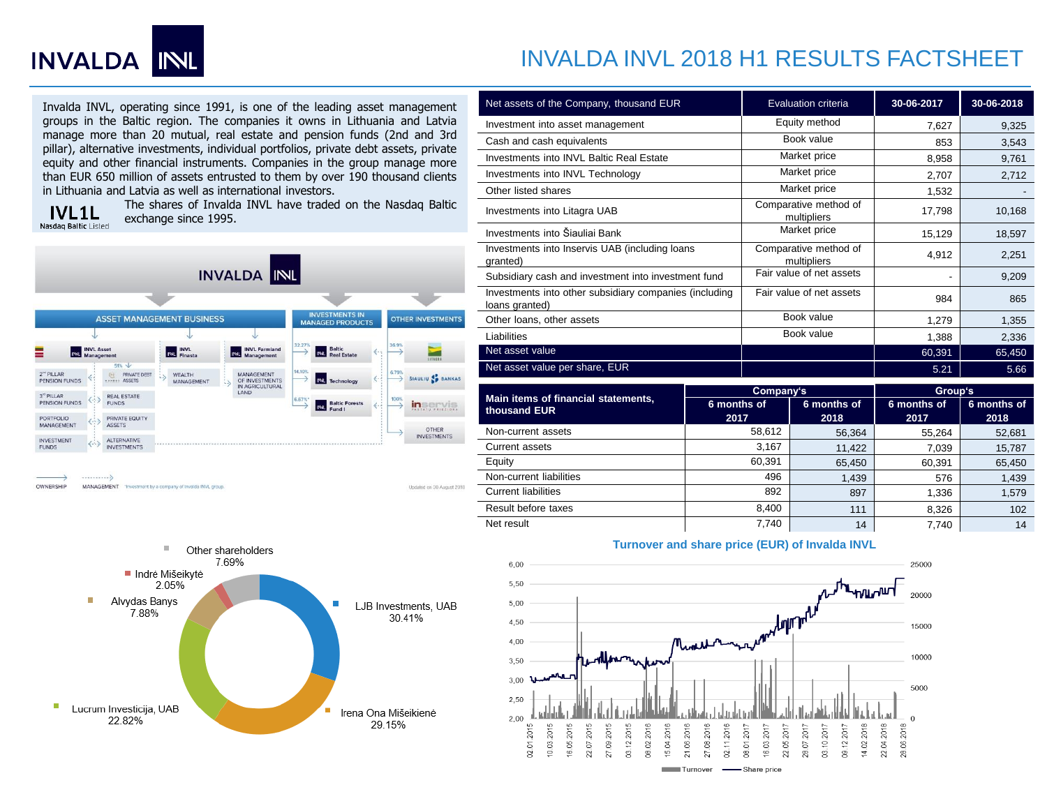# INVALDA INVL 2018 H1 RESULTS FACTSHEET

Invalda INVL, operating since 1991, is one of the leading asset management groups in the Baltic region. The companies it owns in Lithuania and Latvia manage more than 20 mutual, real estate and pension funds (2nd and 3rd pillar), alternative investments, individual portfolios, private debt assets, private equity and other financial instruments. Companies in the group manage more than EUR 650 million of assets entrusted to them by over 190 thousand clients in Lithuania and Latvia as well as international investors.

IVL1L
Nasdaq Baltic Listed

The shares of Invalda INVL have traded on the Nasdaq Baltic exchange since 1995.

INVALDA INVL

ASSET MANAGEMENT BUSINESS | INVESTMENTS IN MANAGED PRODUCTS | OTHER INVESTMENTS

- INVL Asset Management: 2nd PILLAR PENSION FUNDS; 3rd PILLAR PENSION FUNDS; PORTFOLIO MANAGEMENT; INVESTMENT FUNDS; PRIVATE DEBT ASSETS (51%); REAL ESTATE FUNDS; PRIVATE EQUITY ASSETS; ALTERNATIVE INVESTMENTS
- INVL Finasta: WEALTH MANAGEMENT
- INVL Farmland Management: MANAGEMENT OF INVESTMENTS IN AGRICULTURAL LAND
- Baltic Real Estate (32.27%)
- Technology (14.10%)
- Baltic Forests Fund I (6.67%*)
- Litagra (36.9%)
- Šiaulių bankas (6.79%)
- Inservis (100%)
- OTHER INVESTMENTS

OWNERSHIP — MANAGEMENT — *Investment by a company of Invalda INVL group.

Updated on 30 August 2018

| Net assets of the Company, thousand EUR | Evaluation criteria | 30-06-2017 | 30-06-2018 |
|---|---|---|---|
| Investment into asset management | Equity method | 7,627 | 9,325 |
| Cash and cash equivalents | Book value | 853 | 3,543 |
| Investments into INVL Baltic Real Estate | Market price | 8,958 | 9,761 |
| Investments into INVL Technology | Market price | 2,707 | 2,712 |
| Other listed shares | Market price | 1,532 | - |
| Investments into Litagra UAB | Comparative method of multipliers | 17,798 | 10,168 |
| Investments into Šiauliai Bank | Market price | 15,129 | 18,597 |
| Investments into Inservis UAB (including loans granted) | Comparative method of multipliers | 4,912 | 2,251 |
| Subsidiary cash and investment into investment fund | Fair value of net assets | - | 9,209 |
| Investments into other subsidiary companies (including loans granted) | Fair value of net assets | 984 | 865 |
| Other loans, other assets | Book value | 1,279 | 1,355 |
| Liabilities | Book value | 1,388 | 2,336 |
| Net asset value | | 60,391 | 65,450 |
| Net asset value per share, EUR | | 5.21 | 5.66 |

| Main items of financial statements, thousand EUR | Company's | | Group's | |
|---|---|---|---|---|
| | 6 months of 2017 | 6 months of 2018 | 6 months of 2017 | 6 months of 2018 |
| Non-current assets | 58,612 | 56,364 | 55,264 | 52,681 |
| Current assets | 3,167 | 11,422 | 7,039 | 15,787 |
| Equity | 60,391 | 65,450 | 60,391 | 65,450 |
| Non-current liabilities | 496 | 1,439 | 576 | 1,439 |
| Current liabilities | 892 | 897 | 1,336 | 1,579 |
| Result before taxes | 8,400 | 111 | 8,326 | 102 |
| Net result | 7,740 | 14 | 7,740 | 14 |

Shareholders:
- LJB Investments, UAB 30.41%
- Irena Ona Mišeikienė 29.15%
- Lucrum Investicija, UAB 22.82%
- Alvydas Banys 7.88%
- Indrė Mišeikytė 2.05%
- Other shareholders 7.69%

**Turnover and share price (EUR) of Invalda INVL**

Turnover — Share price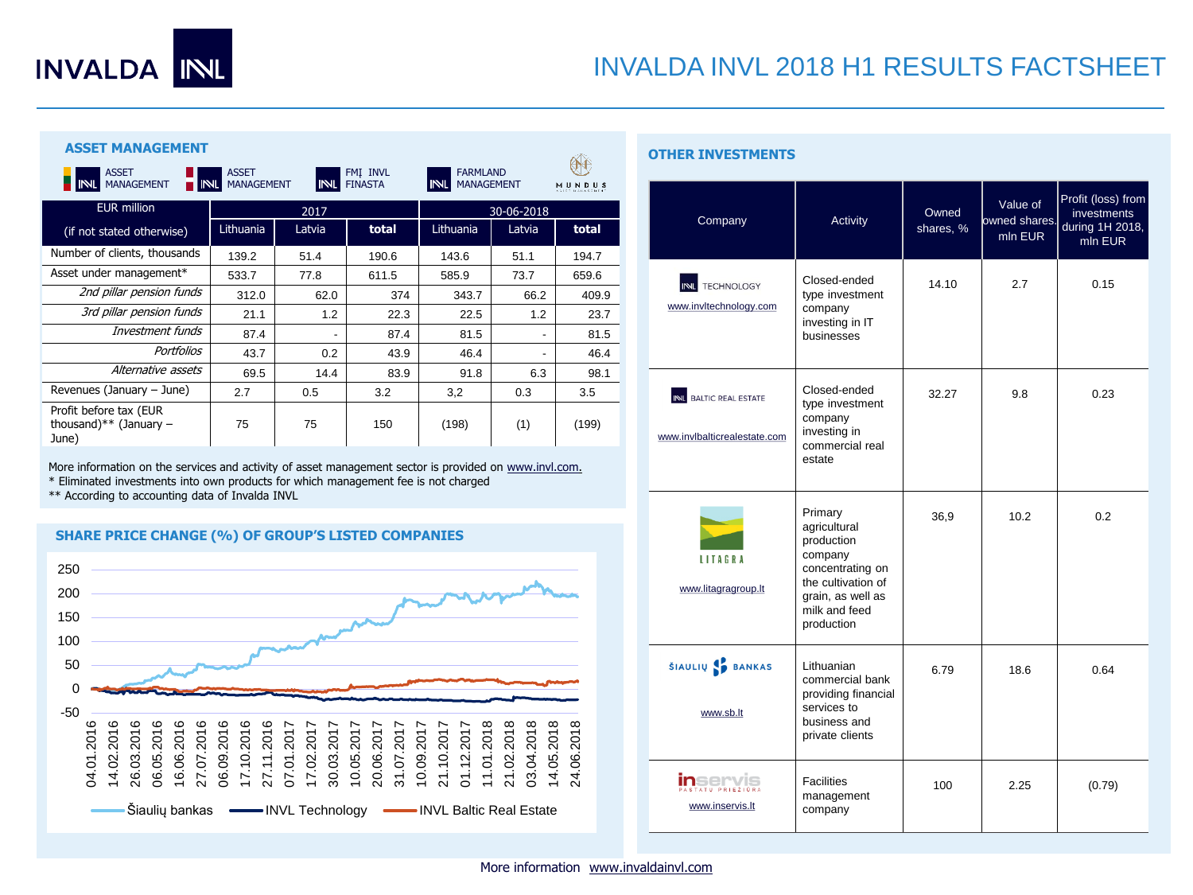# INVALDA INVL 2018 H1 RESULTS FACTSHEET

## ASSET MANAGEMENT

INVL ASSET MANAGEMENT | INVL ASSET MANAGEMENT | FMĮ INVL FINASTA | INVL FARMLAND MANAGEMENT | MUNDUS

| EUR million (if not stated otherwise) | 2017 | | | 30-06-2018 | | |
|---|---|---|---|---|---|---|
| | Lithuania | Latvia | **total** | Lithuania | Latvia | **total** |
| Number of clients, thousands | 139.2 | 51.4 | 190.6 | 143.6 | 51.1 | 194.7 |
| Asset under management* | 533.7 | 77.8 | 611.5 | 585.9 | 73.7 | 659.6 |
| *2nd pillar pension funds* | 312.0 | 62.0 | 374 | 343.7 | 66.2 | 409.9 |
| *3rd pillar pension funds* | 21.1 | 1.2 | 22.3 | 22.5 | 1.2 | 23.7 |
| *Investment funds* | 87.4 | - | 87.4 | 81.5 | - | 81.5 |
| *Portfolios* | 43.7 | 0.2 | 43.9 | 46.4 | - | 46.4 |
| *Alternative assets* | 69.5 | 14.4 | 83.9 | 91.8 | 6.3 | 98.1 |
| Revenues (January – June) | 2.7 | 0.5 | 3.2 | 3,2 | 0.3 | 3.5 |
| Profit before tax (EUR thousand)** (January – June) | 75 | 75 | 150 | (198) | (1) | (199) |

More information on the services and activity of asset management sector is provided on www.invl.com.
* Eliminated investments into own products for which management fee is not charged
** According to accounting data of Invalda INVL

## SHARE PRICE CHANGE (%) OF GROUP'S LISTED COMPANIES

250
200
150
100
50
0
-50

04.01.2016, 14.02.2016, 26.03.2016, 06.05.2016, 16.06.2016, 27.07.2016, 06.09.2016, 17.10.2016, 27.11.2016, 07.01.2017, 17.02.2017, 30.03.2017, 10.05.2017, 20.06.2017, 31.07.2017, 10.09.2017, 21.10.2017, 01.12.2017, 11.01.2018, 21.02.2018, 03.04.2018, 14.05.2018, 24.06.2018

Šiaulių bankas — INVL Technology — INVL Baltic Real Estate

## OTHER INVESTMENTS

| Company | Activity | Owned shares, % | Value of owned shares, mln EUR | Profit (loss) from investments during 1H 2018, mln EUR |
|---|---|---|---|---|
| INVL TECHNOLOGY www.invltechnology.com | Closed-ended type investment company investing in IT businesses | 14.10 | 2.7 | 0.15 |
| INVL BALTIC REAL ESTATE www.invlbalticrealestate.com | Closed-ended type investment company investing in commercial real estate | 32.27 | 9.8 | 0.23 |
| LITAGRA www.litagragroup.lt | Primary agricultural production company concentrating on the cultivation of grain, as well as milk and feed production | 36,9 | 10.2 | 0.2 |
| ŠIAULIŲ BANKAS www.sb.lt | Lithuanian commercial bank providing financial services to business and private clients | 6.79 | 18.6 | 0.64 |
| inservis PASTATŲ PRIEŽIŪRA www.inservis.lt | Facilities management company | 100 | 2.25 | (0.79) |

More information www.invaldainvl.com